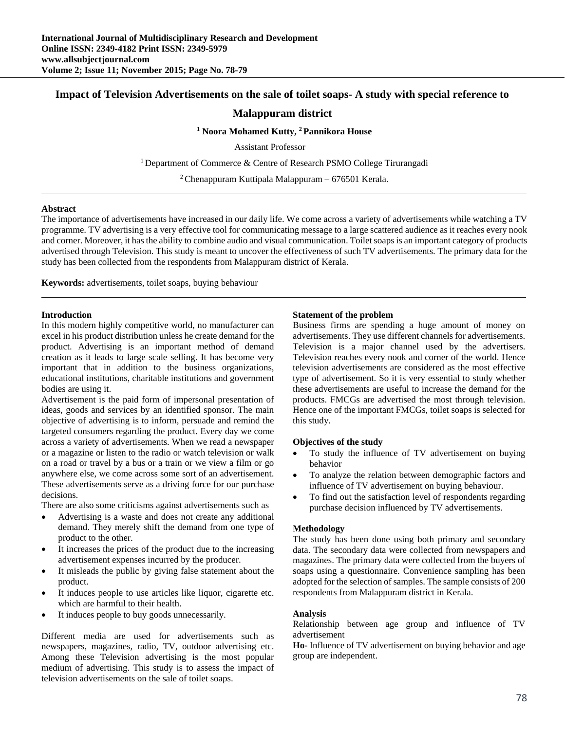# Impact of Television Advertisements on the sale of toilet soaps- A study with special reference to Malappuram district

**[1] Noora Mohamed Kutty, [2] Pannikora House**

Assistant Professor

[1] Department of Commerce & Centre of Research PSMO College Tirurangadi

[2] Chenappuram Kuttipala Malappuram – 676501 Kerala.

---

**Abstract**

The importance of advertisements have increased in our daily life. We come across a variety of advertisements while watching a TV programme. TV advertising is a very effective tool for communicating message to a large scattered audience as it reaches every nook and corner. Moreover, it has the ability to combine audio and visual communication. Toilet soaps is an important category of products advertised through Television. This study is meant to uncover the effectiveness of such TV advertisements. The primary data for the study has been collected from the respondents from Malappuram district of Kerala.

**Keywords:** advertisements, toilet soaps, buying behaviour

---

## Introduction

In this modern highly competitive world, no manufacturer can excel in his product distribution unless he create demand for the product. Advertising is an important method of demand creation as it leads to large scale selling. It has become very important that in addition to the business organizations, educational institutions, charitable institutions and government bodies are using it.

Advertisement is the paid form of impersonal presentation of ideas, goods and services by an identified sponsor. The main objective of advertising is to inform, persuade and remind the targeted consumers regarding the product. Every day we come across a variety of advertisements. When we read a newspaper or a magazine or listen to the radio or watch television or walk on a road or travel by a bus or a train or we view a film or go anywhere else, we come across some sort of an advertisement. These advertisements serve as a driving force for our purchase decisions.

There are also some criticisms against advertisements such as

- Advertising is a waste and does not create any additional demand. They merely shift the demand from one type of product to the other.
- It increases the prices of the product due to the increasing advertisement expenses incurred by the producer.
- It misleads the public by giving false statement about the product.
- It induces people to use articles like liquor, cigarette etc. which are harmful to their health.
- It induces people to buy goods unnecessarily.

Different media are used for advertisements such as newspapers, magazines, radio, TV, outdoor advertising etc. Among these Television advertising is the most popular medium of advertising. This study is to assess the impact of television advertisements on the sale of toilet soaps.

## Statement of the problem

Business firms are spending a huge amount of money on advertisements. They use different channels for advertisements. Television is a major channel used by the advertisers. Television reaches every nook and corner of the world. Hence television advertisements are considered as the most effective type of advertisement. So it is very essential to study whether these advertisements are useful to increase the demand for the products. FMCGs are advertised the most through television. Hence one of the important FMCGs, toilet soaps is selected for this study.

## Objectives of the study

- To study the influence of TV advertisement on buying behavior
- To analyze the relation between demographic factors and influence of TV advertisement on buying behaviour.
- To find out the satisfaction level of respondents regarding purchase decision influenced by TV advertisements.

## Methodology

The study has been done using both primary and secondary data. The secondary data were collected from newspapers and magazines. The primary data were collected from the buyers of soaps using a questionnaire. Convenience sampling has been adopted for the selection of samples. The sample consists of 200 respondents from Malappuram district in Kerala.

## Analysis

Relationship between age group and influence of TV advertisement

**Ho**- Influence of TV advertisement on buying behavior and age group are independent.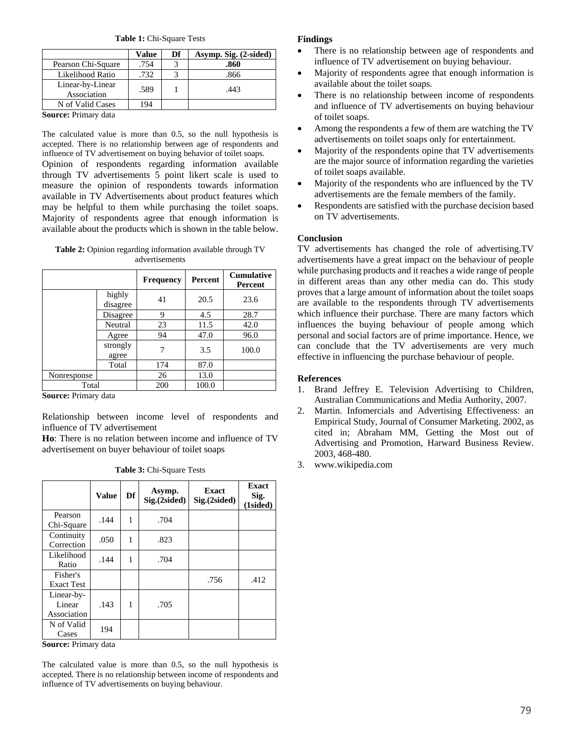**Table 1:** Chi-Square Tests

| | Value | Df | Asymp. Sig. (2-sided) |
|---|---|---|---|
| Pearson Chi-Square | .754 | 3 | **.860** |
| Likelihood Ratio | .732 | 3 | .866 |
| Linear-by-Linear Association | .589 | 1 | .443 |
| N of Valid Cases | 194 | | |

**Source:** Primary data

The calculated value is more than 0.5, so the null hypothesis is accepted. There is no relationship between age of respondents and influence of TV advertisement on buying behavior of toilet soaps.

Opinion of respondents regarding information available through TV advertisements 5 point likert scale is used to measure the opinion of respondents towards information available in TV Advertisements about product features which may be helpful to them while purchasing the toilet soaps. Majority of respondents agree that enough information is available about the products which is shown in the table below.

**Table 2:** Opinion regarding information available through TV advertisements

| | | Frequency | Percent | Cumulative Percent |
|---|---|---|---|---|
| | highly disagree | 41 | 20.5 | 23.6 |
| | Disagree | 9 | 4.5 | 28.7 |
| | Neutral | 23 | 11.5 | 42.0 |
| | Agree | 94 | 47.0 | 96.0 |
| | strongly agree | 7 | 3.5 | 100.0 |
| | Total | 174 | 87.0 | |
| Nonresponse | | 26 | 13.0 | |
| Total | | 200 | 100.0 | |

**Source:** Primary data

Relationship between income level of respondents and influence of TV advertisement

**Ho**: There is no relation between income and influence of TV advertisement on buyer behaviour of toilet soaps

**Table 3:** Chi-Square Tests

| | Value | Df | Asymp. Sig.(2sided) | Exact Sig.(2sided) | Exact Sig. (1sided) |
|---|---|---|---|---|---|
| Pearson Chi-Square | .144 | 1 | .704 | | |
| Continuity Correction | .050 | 1 | .823 | | |
| Likelihood Ratio | .144 | 1 | .704 | | |
| Fisher's Exact Test | | | | .756 | .412 |
| Linear-by-Linear Association | .143 | 1 | .705 | | |
| N of Valid Cases | 194 | | | | |

**Source:** Primary data

The calculated value is more than 0.5, so the null hypothesis is accepted. There is no relationship between income of respondents and influence of TV advertisements on buying behaviour.

**Findings**

- There is no relationship between age of respondents and influence of TV advertisement on buying behaviour.
- Majority of respondents agree that enough information is available about the toilet soaps.
- There is no relationship between income of respondents and influence of TV advertisements on buying behaviour of toilet soaps.
- Among the respondents a few of them are watching the TV advertisements on toilet soaps only for entertainment.
- Majority of the respondents opine that TV advertisements are the major source of information regarding the varieties of toilet soaps available.
- Majority of the respondents who are influenced by the TV advertisements are the female members of the family.
- Respondents are satisfied with the purchase decision based on TV advertisements.

**Conclusion**

TV advertisements has changed the role of advertising.TV advertisements have a great impact on the behaviour of people while purchasing products and it reaches a wide range of people in different areas than any other media can do. This study proves that a large amount of information about the toilet soaps are available to the respondents through TV advertisements which influence their purchase. There are many factors which influences the buying behaviour of people among which personal and social factors are of prime importance. Hence, we can conclude that the TV advertisements are very much effective in influencing the purchase behaviour of people.

**References**

1. Brand Jeffrey E. Television Advertising to Children, Australian Communications and Media Authority, 2007.
2. Martin. Infomercials and Advertising Effectiveness: an Empirical Study, Journal of Consumer Marketing. 2002, as cited in; Abraham MM, Getting the Most out of Advertising and Promotion, Harward Business Review. 2003, 468-480.
3. www.wikipedia.com